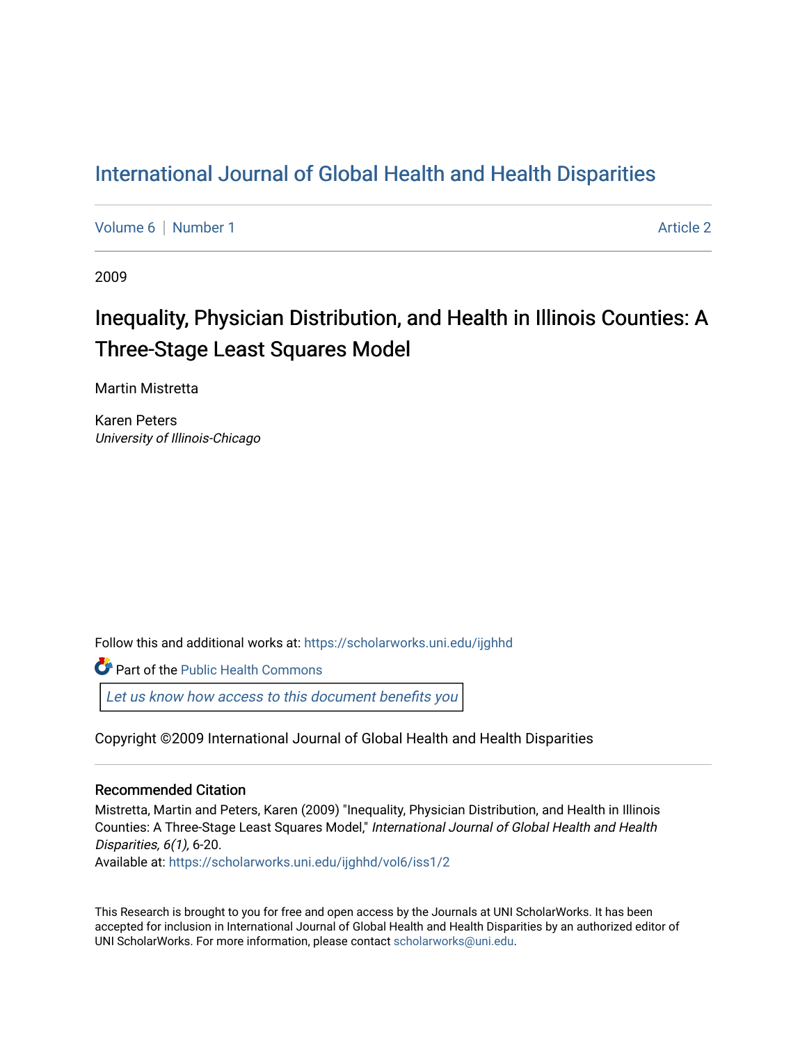# International Journal of Global Health and Health Disparities

Volume 6 | Number 1 Article 2

2009

## Inequality, Physician Distribution, and Health in Illinois Counties: A Three-Stage Least Squares Model

Martin Mistretta

Karen Peters
*University of Illinois-Chicago*

Follow this and additional works at: https://scholarworks.uni.edu/ijghhd

Part of the Public Health Commons

*Let us know how access to this document benefits you*

Copyright ©2009 International Journal of Global Health and Health Disparities

### Recommended Citation

Mistretta, Martin and Peters, Karen (2009) "Inequality, Physician Distribution, and Health in Illinois Counties: A Three-Stage Least Squares Model," *International Journal of Global Health and Health Disparities, 6(1),* 6-20.
Available at: https://scholarworks.uni.edu/ijghhd/vol6/iss1/2

This Research is brought to you for free and open access by the Journals at UNI ScholarWorks. It has been accepted for inclusion in International Journal of Global Health and Health Disparities by an authorized editor of UNI ScholarWorks. For more information, please contact scholarworks@uni.edu.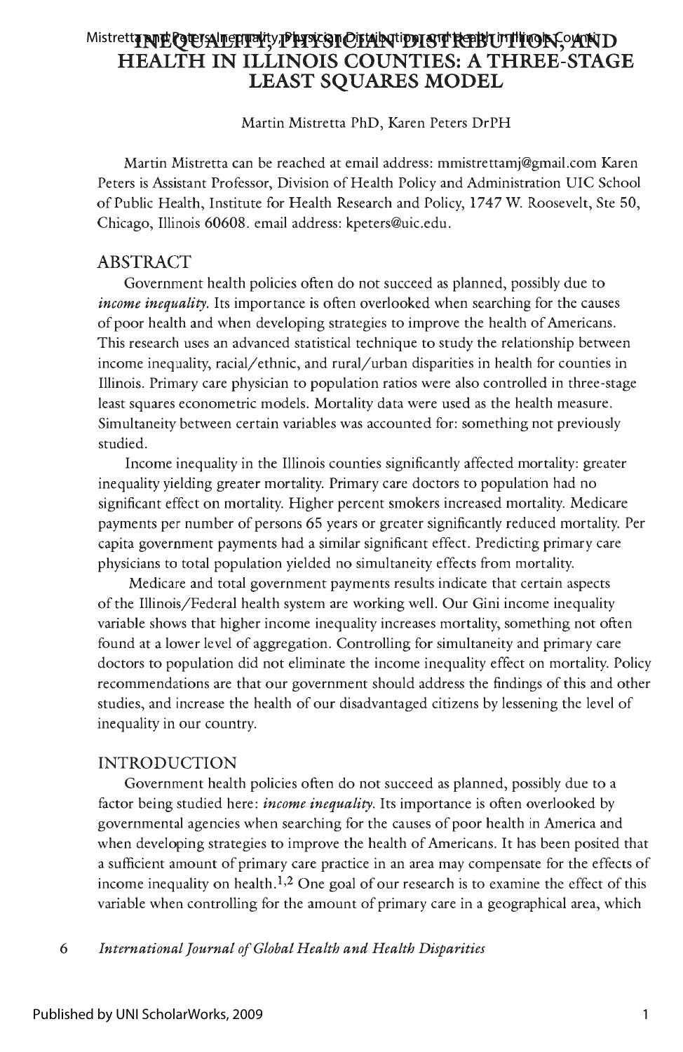# INEQUALITY, PHYSICIAN DISTRIBUTION, AND HEALTH IN ILLINOIS COUNTIES: A THREE-STAGE LEAST SQUARES MODEL

Martin Mistretta PhD, Karen Peters DrPH

Martin Mistretta can be reached at email address: mmistrettamj@gmail.com Karen Peters is Assistant Professor, Division of Health Policy and Administration UIC School of Public Health, Institute for Health Research and Policy, 1747 W. Roosevelt, Ste 50, Chicago, Illinois 60608. email address: kpeters@uic.edu.

## ABSTRACT

Government health policies often do not succeed as planned, possibly due to *income inequality*. Its importance is often overlooked when searching for the causes of poor health and when developing strategies to improve the health of Americans. This research uses an advanced statistical technique to study the relationship between income inequality, racial/ethnic, and rural/urban disparities in health for counties in Illinois. Primary care physician to population ratios were also controlled in three-stage least squares econometric models. Mortality data were used as the health measure. Simultaneity between certain variables was accounted for: something not previously studied.

Income inequality in the Illinois counties significantly affected mortality: greater inequality yielding greater mortality. Primary care doctors to population had no significant effect on mortality. Higher percent smokers increased mortality. Medicare payments per number of persons 65 years or greater significantly reduced mortality. Per capita government payments had a similar significant effect. Predicting primary care physicians to total population yielded no simultaneity effects from mortality.

Medicare and total government payments results indicate that certain aspects of the Illinois/Federal health system are working well. Our Gini income inequality variable shows that higher income inequality increases mortality, something not often found at a lower level of aggregation. Controlling for simultaneity and primary care doctors to population did not eliminate the income inequality effect on mortality. Policy recommendations are that our government should address the findings of this and other studies, and increase the health of our disadvantaged citizens by lessening the level of inequality in our country.

## INTRODUCTION

Government health policies often do not succeed as planned, possibly due to a factor being studied here: *income inequality*. Its importance is often overlooked by governmental agencies when searching for the causes of poor health in America and when developing strategies to improve the health of Americans. It has been posited that a sufficient amount of primary care practice in an area may compensate for the effects of income inequality on health.[1,2] One goal of our research is to examine the effect of this variable when controlling for the amount of primary care in a geographical area, which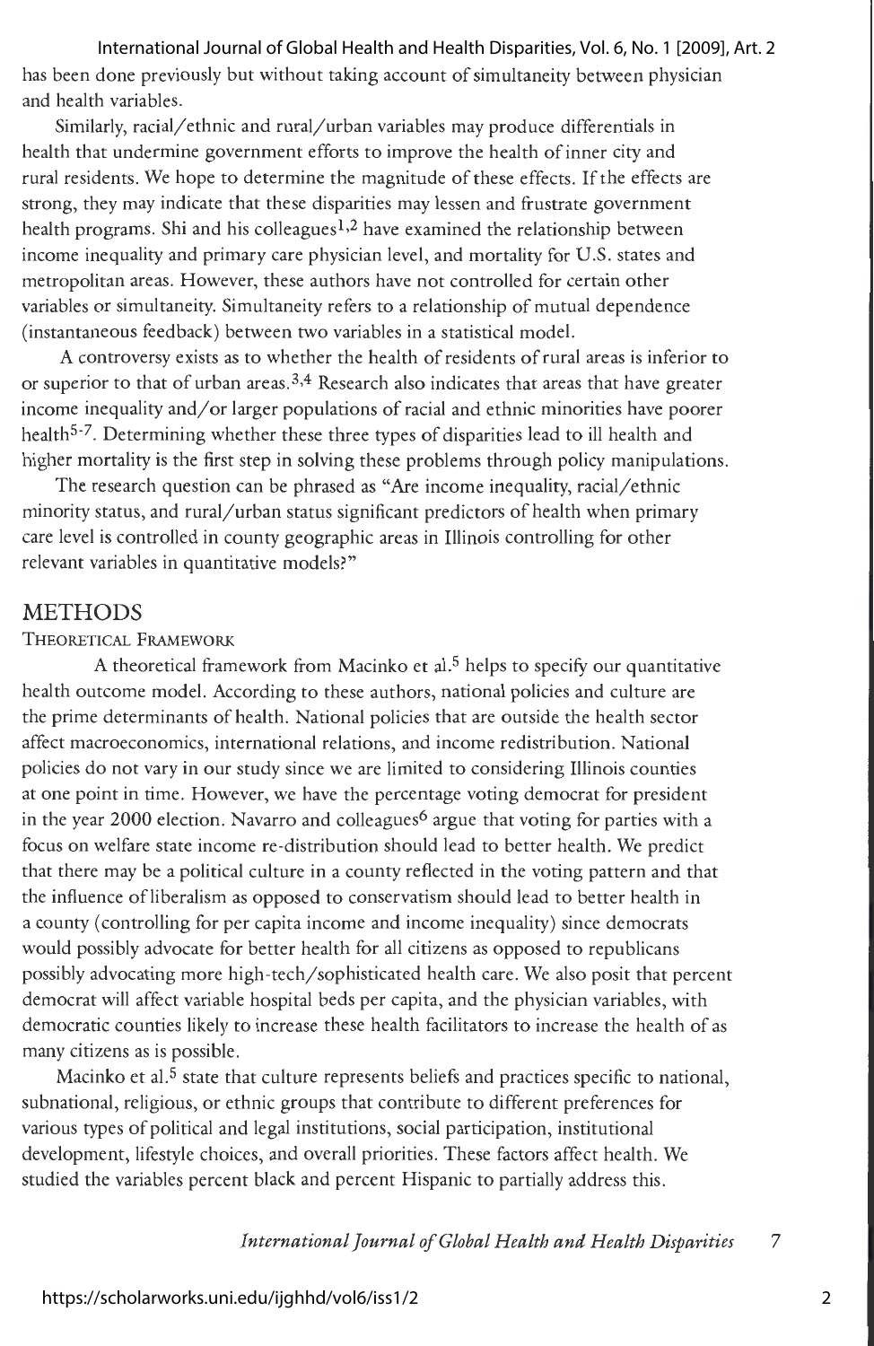has been done previously but without taking account of simultaneity between physician and health variables.

Similarly, racial/ethnic and rural/urban variables may produce differentials in health that undermine government efforts to improve the health of inner city and rural residents. We hope to determine the magnitude of these effects. If the effects are strong, they may indicate that these disparities may lessen and frustrate government health programs. Shi and his colleagues[1,2] have examined the relationship between income inequality and primary care physician level, and mortality for U.S. states and metropolitan areas. However, these authors have not controlled for certain other variables or simultaneity. Simultaneity refers to a relationship of mutual dependence (instantaneous feedback) between two variables in a statistical model.

A controversy exists as to whether the health of residents of rural areas is inferior to or superior to that of urban areas.[3,4] Research also indicates that areas that have greater income inequality and/or larger populations of racial and ethnic minorities have poorer health[5-7]. Determining whether these three types of disparities lead to ill health and higher mortality is the first step in solving these problems through policy manipulations.

The research question can be phrased as "Are income inequality, racial/ethnic minority status, and rural/urban status significant predictors of health when primary care level is controlled in county geographic areas in Illinois controlling for other relevant variables in quantitative models?"

## METHODS

### Theoretical Framework

A theoretical framework from Macinko et al.[5] helps to specify our quantitative health outcome model. According to these authors, national policies and culture are the prime determinants of health. National policies that are outside the health sector affect macroeconomics, international relations, and income redistribution. National policies do not vary in our study since we are limited to considering Illinois counties at one point in time. However, we have the percentage voting democrat for president in the year 2000 election. Navarro and colleagues[6] argue that voting for parties with a focus on welfare state income re-distribution should lead to better health. We predict that there may be a political culture in a county reflected in the voting pattern and that the influence of liberalism as opposed to conservatism should lead to better health in a county (controlling for per capita income and income inequality) since democrats would possibly advocate for better health for all citizens as opposed to republicans possibly advocating more high-tech/sophisticated health care. We also posit that percent democrat will affect variable hospital beds per capita, and the physician variables, with democratic counties likely to increase these health facilitators to increase the health of as many citizens as is possible.

Macinko et al.[5] state that culture represents beliefs and practices specific to national, subnational, religious, or ethnic groups that contribute to different preferences for various types of political and legal institutions, social participation, institutional development, lifestyle choices, and overall priorities. These factors affect health. We studied the variables percent black and percent Hispanic to partially address this.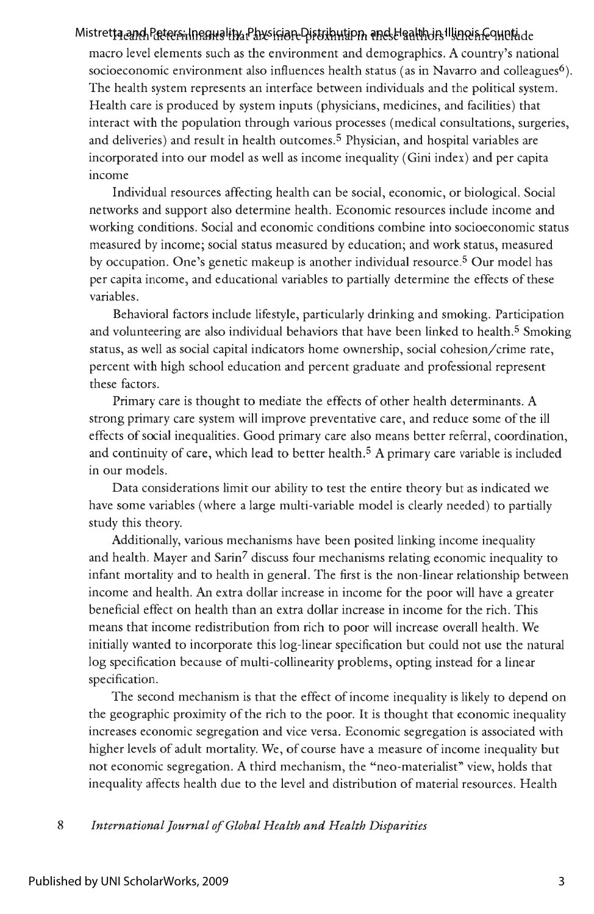Health determinants that are more proximal in these authors' scheme include macro level elements such as the environment and demographics. A country's national socioeconomic environment also influences health status (as in Navarro and colleagues[6]). The health system represents an interface between individuals and the political system. Health care is produced by system inputs (physicians, medicines, and facilities) that interact with the population through various processes (medical consultations, surgeries, and deliveries) and result in health outcomes.[5] Physician, and hospital variables are incorporated into our model as well as income inequality (Gini index) and per capita income

Individual resources affecting health can be social, economic, or biological. Social networks and support also determine health. Economic resources include income and working conditions. Social and economic conditions combine into socioeconomic status measured by income; social status measured by education; and work status, measured by occupation. One's genetic makeup is another individual resource.[5] Our model has per capita income, and educational variables to partially determine the effects of these variables.

Behavioral factors include lifestyle, particularly drinking and smoking. Participation and volunteering are also individual behaviors that have been linked to health.[5] Smoking status, as well as social capital indicators home ownership, social cohesion/crime rate, percent with high school education and percent graduate and professional represent these factors.

Primary care is thought to mediate the effects of other health determinants. A strong primary care system will improve preventative care, and reduce some of the ill effects of social inequalities. Good primary care also means better referral, coordination, and continuity of care, which lead to better health.[5] A primary care variable is included in our models.

Data considerations limit our ability to test the entire theory but as indicated we have some variables (where a large multi-variable model is clearly needed) to partially study this theory.

Additionally, various mechanisms have been posited linking income inequality and health. Mayer and Sarin[7] discuss four mechanisms relating economic inequality to infant mortality and to health in general. The first is the non-linear relationship between income and health. An extra dollar increase in income for the poor will have a greater beneficial effect on health than an extra dollar increase in income for the rich. This means that income redistribution from rich to poor will increase overall health. We initially wanted to incorporate this log-linear specification but could not use the natural log specification because of multi-collinearity problems, opting instead for a linear specification.

The second mechanism is that the effect of income inequality is likely to depend on the geographic proximity of the rich to the poor. It is thought that economic inequality increases economic segregation and vice versa. Economic segregation is associated with higher levels of adult mortality. We, of course have a measure of income inequality but not economic segregation. A third mechanism, the "neo-materialist" view, holds that inequality affects health due to the level and distribution of material resources. Health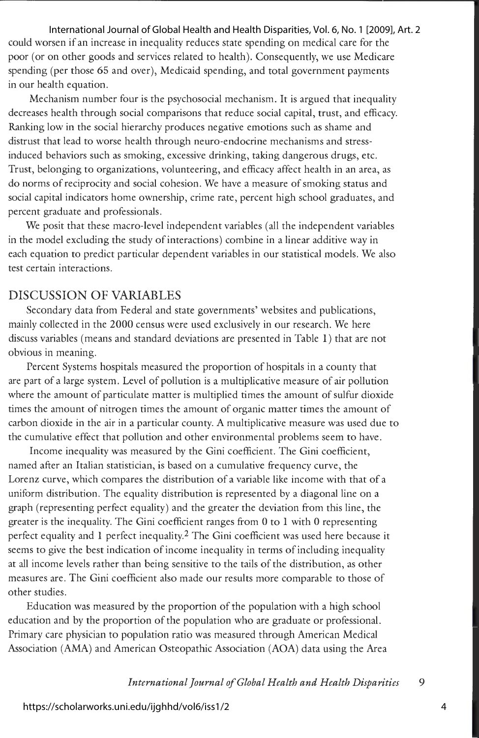could worsen if an increase in inequality reduces state spending on medical care for the poor (or on other goods and services related to health). Consequently, we use Medicare spending (per those 65 and over), Medicaid spending, and total government payments in our health equation.

Mechanism number four is the psychosocial mechanism. It is argued that inequality decreases health through social comparisons that reduce social capital, trust, and efficacy. Ranking low in the social hierarchy produces negative emotions such as shame and distrust that lead to worse health through neuro-endocrine mechanisms and stress-induced behaviors such as smoking, excessive drinking, taking dangerous drugs, etc. Trust, belonging to organizations, volunteering, and efficacy affect health in an area, as do norms of reciprocity and social cohesion. We have a measure of smoking status and social capital indicators home ownership, crime rate, percent high school graduates, and percent graduate and professionals.

We posit that these macro-level independent variables (all the independent variables in the model excluding the study of interactions) combine in a linear additive way in each equation to predict particular dependent variables in our statistical models. We also test certain interactions.

## DISCUSSION OF VARIABLES

Secondary data from Federal and state governments' websites and publications, mainly collected in the 2000 census were used exclusively in our research. We here discuss variables (means and standard deviations are presented in Table 1) that are not obvious in meaning.

Percent Systems hospitals measured the proportion of hospitals in a county that are part of a large system. Level of pollution is a multiplicative measure of air pollution where the amount of particulate matter is multiplied times the amount of sulfur dioxide times the amount of nitrogen times the amount of organic matter times the amount of carbon dioxide in the air in a particular county. A multiplicative measure was used due to the cumulative effect that pollution and other environmental problems seem to have.

Income inequality was measured by the Gini coefficient. The Gini coefficient, named after an Italian statistician, is based on a cumulative frequency curve, the Lorenz curve, which compares the distribution of a variable like income with that of a uniform distribution. The equality distribution is represented by a diagonal line on a graph (representing perfect equality) and the greater the deviation from this line, the greater is the inequality. The Gini coefficient ranges from 0 to 1 with 0 representing perfect equality and 1 perfect inequality.[2] The Gini coefficient was used here because it seems to give the best indication of income inequality in terms of including inequality at all income levels rather than being sensitive to the tails of the distribution, as other measures are. The Gini coefficient also made our results more comparable to those of other studies.

Education was measured by the proportion of the population with a high school education and by the proportion of the population who are graduate or professional. Primary care physician to population ratio was measured through American Medical Association (AMA) and American Osteopathic Association (AOA) data using the Area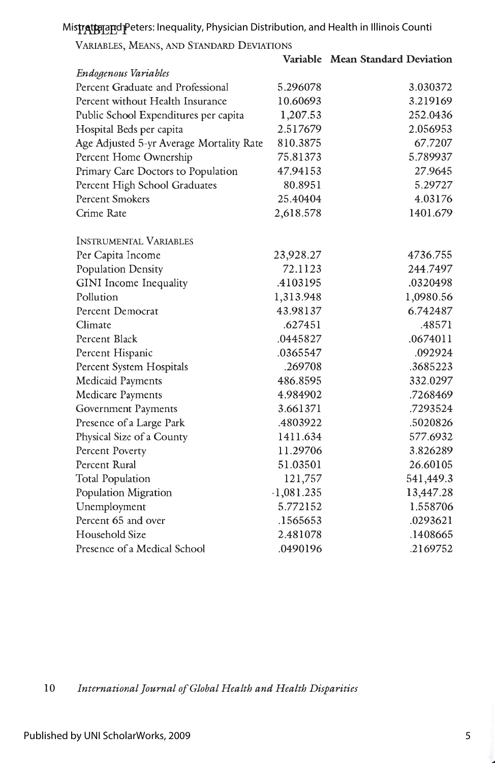TABLE 1

VARIABLES, MEANS, AND STANDARD DEVIATIONS

| | Variable Mean | Standard Deviation |
|---|---|---|
| *Endogenous Variables* | | |
| Percent Graduate and Professional | 5.296078 | 3.030372 |
| Percent without Health Insurance | 10.60693 | 3.219169 |
| Public School Expenditures per capita | 1,207.53 | 252.0436 |
| Hospital Beds per capita | 2.517679 | 2.056953 |
| Age Adjusted 5-yr Average Mortality Rate | 810.3875 | 67.7207 |
| Percent Home Ownership | 75.81373 | 5.789937 |
| Primary Care Doctors to Population | 47.94153 | 27.9645 |
| Percent High School Graduates | 80.8951 | 5.29727 |
| Percent Smokers | 25.40404 | 4.03176 |
| Crime Rate | 2,618.578 | 1401.679 |
| INSTRUMENTAL VARIABLES | | |
| Per Capita Income | 23,928.27 | 4736.755 |
| Population Density | 72.1123 | 244.7497 |
| GINI Income Inequality | .4103195 | .0320498 |
| Pollution | 1,313.948 | 1,0980.56 |
| Percent Democrat | 43.98137 | 6.742487 |
| Climate | .627451 | .48571 |
| Percent Black | .0445827 | .0674011 |
| Percent Hispanic | .0365547 | .092924 |
| Percent System Hospitals | .269708 | .3685223 |
| Medicaid Payments | 486.8595 | 332.0297 |
| Medicare Payments | 4.984902 | .7268469 |
| Government Payments | 3.661371 | .7293524 |
| Presence of a Large Park | .4803922 | .5020826 |
| Physical Size of a County | 1411.634 | 577.6932 |
| Percent Poverty | 11.29706 | 3.826289 |
| Percent Rural | 51.03501 | 26.60105 |
| Total Population | 121,757 | 541,449.3 |
| Population Migration | -1,081.235 | 13,447.28 |
| Unemployment | 5.772152 | 1.558706 |
| Percent 65 and over | .1565653 | .0293621 |
| Household Size | 2.481078 | .1408665 |
| Presence of a Medical School | .0490196 | .2169752 |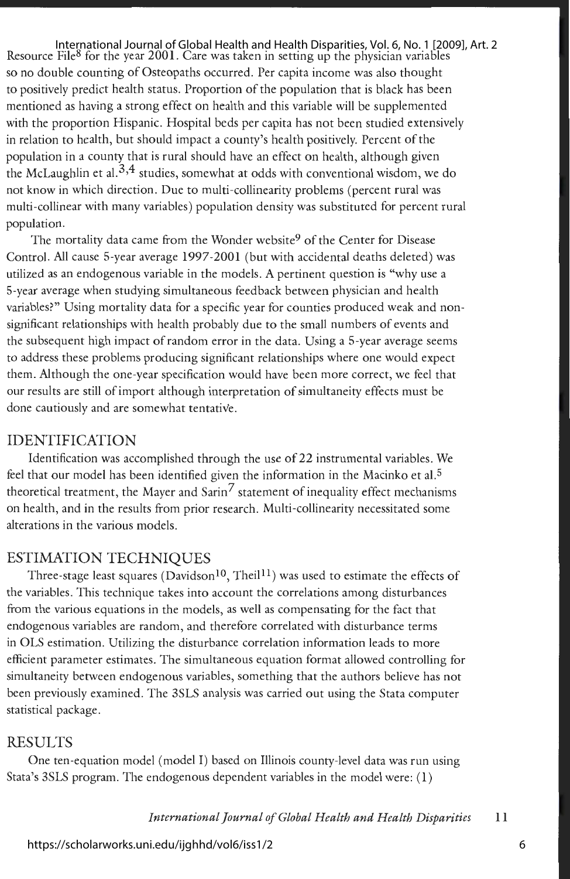Resource File[8] for the year 2001. Care was taken in setting up the physician variables so no double counting of Osteopaths occurred. Per capita income was also thought to positively predict health status. Proportion of the population that is black has been mentioned as having a strong effect on health and this variable will be supplemented with the proportion Hispanic. Hospital beds per capita has not been studied extensively in relation to health, but should impact a county's health positively. Percent of the population in a county that is rural should have an effect on health, although given the McLaughlin et al.[3,4] studies, somewhat at odds with conventional wisdom, we do not know in which direction. Due to multi-collinearity problems (percent rural was multi-collinear with many variables) population density was substituted for percent rural population.

The mortality data came from the Wonder website[9] of the Center for Disease Control. All cause 5-year average 1997-2001 (but with accidental deaths deleted) was utilized as an endogenous variable in the models. A pertinent question is "why use a 5-year average when studying simultaneous feedback between physician and health variables?" Using mortality data for a specific year for counties produced weak and non-significant relationships with health probably due to the small numbers of events and the subsequent high impact of random error in the data. Using a 5-year average seems to address these problems producing significant relationships where one would expect them. Although the one-year specification would have been more correct, we feel that our results are still of import although interpretation of simultaneity effects must be done cautiously and are somewhat tentative.

## IDENTIFICATION

Identification was accomplished through the use of 22 instrumental variables. We feel that our model has been identified given the information in the Macinko et al.[5] theoretical treatment, the Mayer and Sarin[7] statement of inequality effect mechanisms on health, and in the results from prior research. Multi-collinearity necessitated some alterations in the various models.

## ESTIMATION TECHNIQUES

Three-stage least squares (Davidson[10], Theil[11]) was used to estimate the effects of the variables. This technique takes into account the correlations among disturbances from the various equations in the models, as well as compensating for the fact that endogenous variables are random, and therefore correlated with disturbance terms in OLS estimation. Utilizing the disturbance correlation information leads to more efficient parameter estimates. The simultaneous equation format allowed controlling for simultaneity between endogenous variables, something that the authors believe has not been previously examined. The 3SLS analysis was carried out using the Stata computer statistical package.

## RESULTS

One ten-equation model (model I) based on Illinois county-level data was run using Stata's 3SLS program. The endogenous dependent variables in the model were: (1)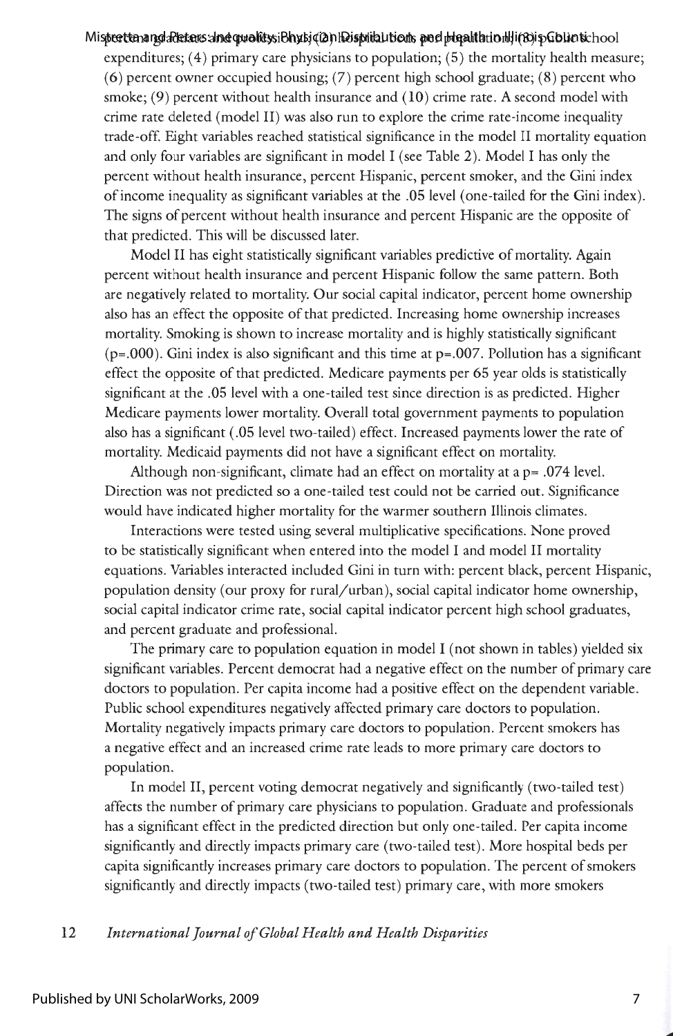percent graduate and professional; (2) hospital beds per population; (3) public school expenditures; (4) primary care physicians to population; (5) the mortality health measure; (6) percent owner occupied housing; (7) percent high school graduate; (8) percent who smoke; (9) percent without health insurance and (10) crime rate. A second model with crime rate deleted (model II) was also run to explore the crime rate-income inequality trade-off. Eight variables reached statistical significance in the model II mortality equation and only four variables are significant in model I (see Table 2). Model I has only the percent without health insurance, percent Hispanic, percent smoker, and the Gini index of income inequality as significant variables at the .05 level (one-tailed for the Gini index). The signs of percent without health insurance and percent Hispanic are the opposite of that predicted. This will be discussed later.

Model II has eight statistically significant variables predictive of mortality. Again percent without health insurance and percent Hispanic follow the same pattern. Both are negatively related to mortality. Our social capital indicator, percent home ownership also has an effect the opposite of that predicted. Increasing home ownership increases mortality. Smoking is shown to increase mortality and is highly statistically significant (p=.000). Gini index is also significant and this time at p=.007. Pollution has a significant effect the opposite of that predicted. Medicare payments per 65 year olds is statistically significant at the .05 level with a one-tailed test since direction is as predicted. Higher Medicare payments lower mortality. Overall total government payments to population also has a significant (.05 level two-tailed) effect. Increased payments lower the rate of mortality. Medicaid payments did not have a significant effect on mortality.

Although non-significant, climate had an effect on mortality at a p= .074 level. Direction was not predicted so a one-tailed test could not be carried out. Significance would have indicated higher mortality for the warmer southern Illinois climates.

Interactions were tested using several multiplicative specifications. None proved to be statistically significant when entered into the model I and model II mortality equations. Variables interacted included Gini in turn with: percent black, percent Hispanic, population density (our proxy for rural/urban), social capital indicator home ownership, social capital indicator crime rate, social capital indicator percent high school graduates, and percent graduate and professional.

The primary care to population equation in model I (not shown in tables) yielded six significant variables. Percent democrat had a negative effect on the number of primary care doctors to population. Per capita income had a positive effect on the dependent variable. Public school expenditures negatively affected primary care doctors to population. Mortality negatively impacts primary care doctors to population. Percent smokers has a negative effect and an increased crime rate leads to more primary care doctors to population.

In model II, percent voting democrat negatively and significantly (two-tailed test) affects the number of primary care physicians to population. Graduate and professionals has a significant effect in the predicted direction but only one-tailed. Per capita income significantly and directly impacts primary care (two-tailed test). More hospital beds per capita significantly increases primary care doctors to population. The percent of smokers significantly and directly impacts (two-tailed test) primary care, with more smokers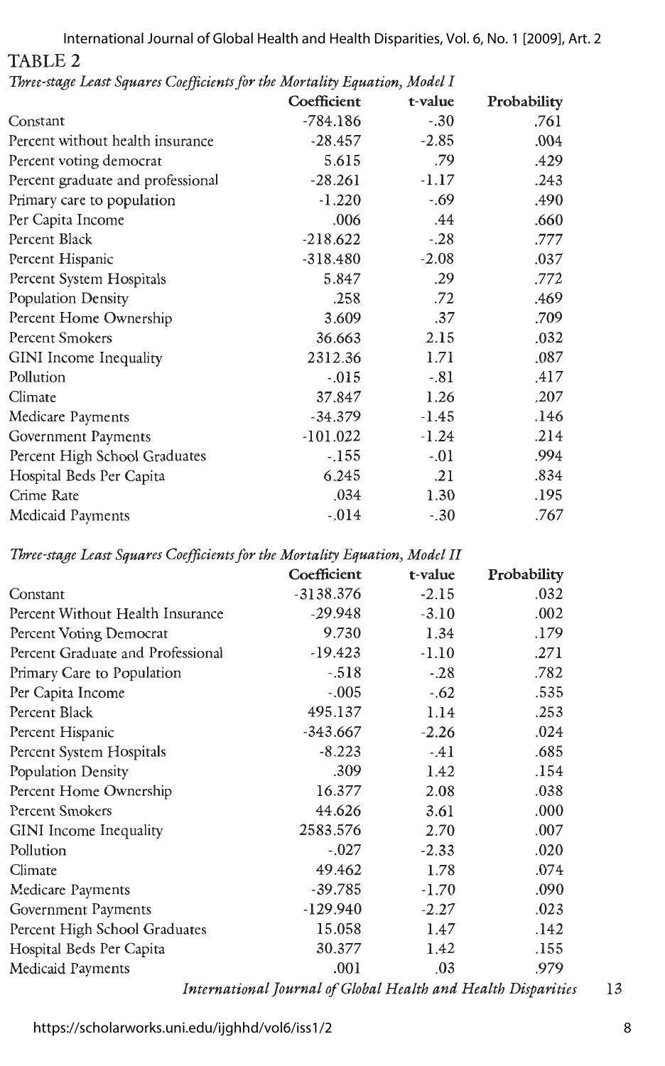TABLE 2

*Three-stage Least Squares Coefficients for the Mortality Equation, Model I*

| | Coefficient | t-value | Probability |
|---|---|---|---|
| Constant | -784.186 | -.30 | .761 |
| Percent without health insurance | -28.457 | -2.85 | .004 |
| Percent voting democrat | 5.615 | .79 | .429 |
| Percent graduate and professional | -28.261 | -1.17 | .243 |
| Primary care to population | -1.220 | -.69 | .490 |
| Per Capita Income | .006 | .44 | .660 |
| Percent Black | -218.622 | -.28 | .777 |
| Percent Hispanic | -318.480 | -2.08 | .037 |
| Percent System Hospitals | 5.847 | .29 | .772 |
| Population Density | .258 | .72 | .469 |
| Percent Home Ownership | 3.609 | .37 | .709 |
| Percent Smokers | 36.663 | 2.15 | .032 |
| GINI Income Inequality | 2312.36 | 1.71 | .087 |
| Pollution | -.015 | -.81 | .417 |
| Climate | 37.847 | 1.26 | .207 |
| Medicare Payments | -34.379 | -1.45 | .146 |
| Government Payments | -101.022 | -1.24 | .214 |
| Percent High School Graduates | -.155 | -.01 | .994 |
| Hospital Beds Per Capita | 6.245 | .21 | .834 |
| Crime Rate | .034 | 1.30 | .195 |
| Medicaid Payments | -.014 | -.30 | .767 |

*Three-stage Least Squares Coefficients for the Mortality Equation, Model II*

| | Coefficient | t-value | Probability |
|---|---|---|---|
| Constant | -3138.376 | -2.15 | .032 |
| Percent Without Health Insurance | -29.948 | -3.10 | .002 |
| Percent Voting Democrat | 9.730 | 1.34 | .179 |
| Percent Graduate and Professional | -19.423 | -1.10 | .271 |
| Primary Care to Population | -.518 | -.28 | .782 |
| Per Capita Income | -.005 | -.62 | .535 |
| Percent Black | 495.137 | 1.14 | .253 |
| Percent Hispanic | -343.667 | -2.26 | .024 |
| Percent System Hospitals | -8.223 | -.41 | .685 |
| Population Density | .309 | 1.42 | .154 |
| Percent Home Ownership | 16.377 | 2.08 | .038 |
| Percent Smokers | 44.626 | 3.61 | .000 |
| GINI Income Inequality | 2583.576 | 2.70 | .007 |
| Pollution | -.027 | -2.33 | .020 |
| Climate | 49.462 | 1.78 | .074 |
| Medicare Payments | -39.785 | -1.70 | .090 |
| Government Payments | -129.940 | -2.27 | .023 |
| Percent High School Graduates | 15.058 | 1.47 | .142 |
| Hospital Beds Per Capita | 30.377 | 1.42 | .155 |
| Medicaid Payments | .001 | .03 | .979 |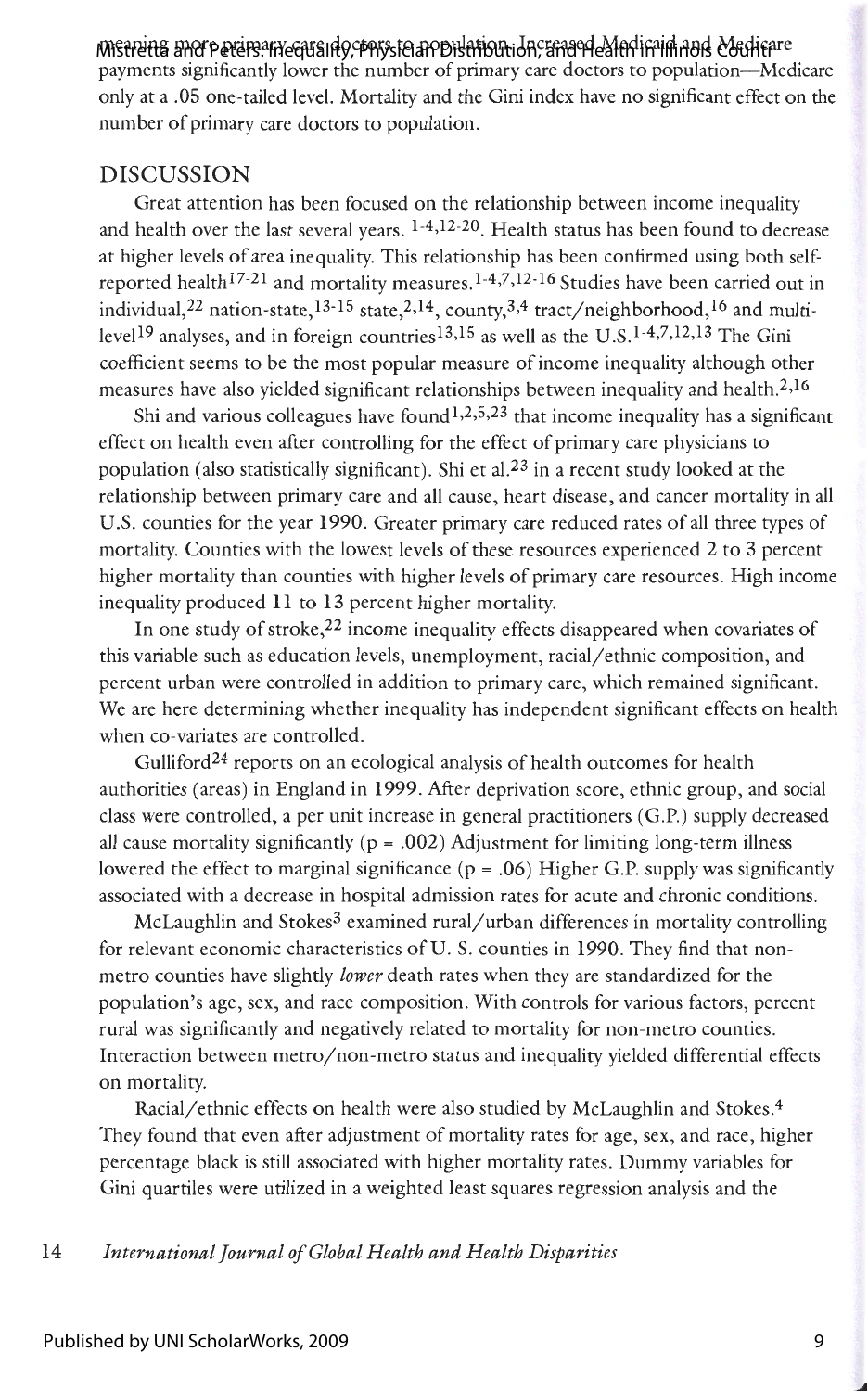meaning more primary care doctors to population. Increased Medicaid and Medicare payments significantly lower the number of primary care doctors to population—Medicare only at a .05 one-tailed level. Mortality and the Gini index have no significant effect on the number of primary care doctors to population.

## DISCUSSION

Great attention has been focused on the relationship between income inequality and health over the last several years. [1-4,12-20]. Health status has been found to decrease at higher levels of area inequality. This relationship has been confirmed using both self-reported health[17-21] and mortality measures.[1-4,7,12-16] Studies have been carried out in individual,[22] nation-state,[13-15] state,[2,14], county,[3,4] tract/neighborhood,[16] and multi-level[19] analyses, and in foreign countries[13,15] as well as the U.S.[1-4,7,12,13] The Gini coefficient seems to be the most popular measure of income inequality although other measures have also yielded significant relationships between inequality and health.[2,16]

Shi and various colleagues have found[1,2,5,23] that income inequality has a significant effect on health even after controlling for the effect of primary care physicians to population (also statistically significant). Shi et al.[23] in a recent study looked at the relationship between primary care and all cause, heart disease, and cancer mortality in all U.S. counties for the year 1990. Greater primary care reduced rates of all three types of mortality. Counties with the lowest levels of these resources experienced 2 to 3 percent higher mortality than counties with higher levels of primary care resources. High income inequality produced 11 to 13 percent higher mortality.

In one study of stroke,[22] income inequality effects disappeared when covariates of this variable such as education levels, unemployment, racial/ethnic composition, and percent urban were controlled in addition to primary care, which remained significant. We are here determining whether inequality has independent significant effects on health when co-variates are controlled.

Gulliford[24] reports on an ecological analysis of health outcomes for health authorities (areas) in England in 1999. After deprivation score, ethnic group, and social class were controlled, a per unit increase in general practitioners (G.P.) supply decreased all cause mortality significantly ($p = .002$) Adjustment for limiting long-term illness lowered the effect to marginal significance ($p = .06$) Higher G.P. supply was significantly associated with a decrease in hospital admission rates for acute and chronic conditions.

McLaughlin and Stokes[3] examined rural/urban differences in mortality controlling for relevant economic characteristics of U. S. counties in 1990. They find that non-metro counties have slightly *lower* death rates when they are standardized for the population's age, sex, and race composition. With controls for various factors, percent rural was significantly and negatively related to mortality for non-metro counties. Interaction between metro/non-metro status and inequality yielded differential effects on mortality.

Racial/ethnic effects on health were also studied by McLaughlin and Stokes.[4] They found that even after adjustment of mortality rates for age, sex, and race, higher percentage black is still associated with higher mortality rates. Dummy variables for Gini quartiles were utilized in a weighted least squares regression analysis and the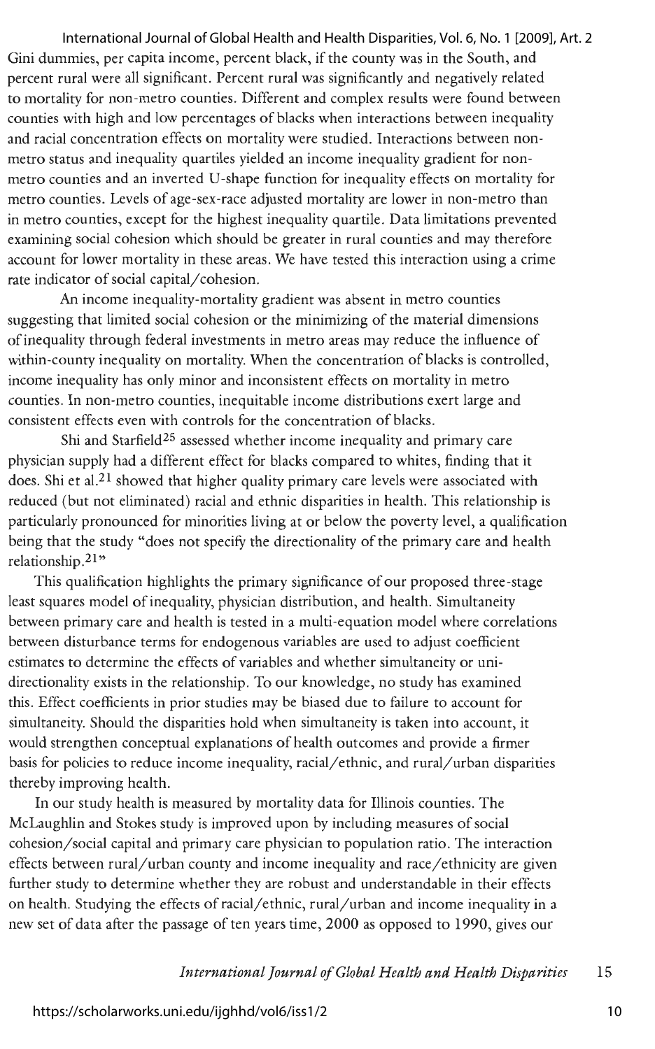Gini dummies, per capita income, percent black, if the county was in the South, and percent rural were all significant. Percent rural was significantly and negatively related to mortality for non-metro counties. Different and complex results were found between counties with high and low percentages of blacks when interactions between inequality and racial concentration effects on mortality were studied. Interactions between non-metro status and inequality quartiles yielded an income inequality gradient for non-metro counties and an inverted U-shape function for inequality effects on mortality for metro counties. Levels of age-sex-race adjusted mortality are lower in non-metro than in metro counties, except for the highest inequality quartile. Data limitations prevented examining social cohesion which should be greater in rural counties and may therefore account for lower mortality in these areas. We have tested this interaction using a crime rate indicator of social capital/cohesion.

An income inequality-mortality gradient was absent in metro counties suggesting that limited social cohesion or the minimizing of the material dimensions of inequality through federal investments in metro areas may reduce the influence of within-county inequality on mortality. When the concentration of blacks is controlled, income inequality has only minor and inconsistent effects on mortality in metro counties. In non-metro counties, inequitable income distributions exert large and consistent effects even with controls for the concentration of blacks.

Shi and Starfield[25] assessed whether income inequality and primary care physician supply had a different effect for blacks compared to whites, finding that it does. Shi et al.[21] showed that higher quality primary care levels were associated with reduced (but not eliminated) racial and ethnic disparities in health. This relationship is particularly pronounced for minorities living at or below the poverty level, a qualification being that the study "does not specify the directionality of the primary care and health relationship.[21]"

This qualification highlights the primary significance of our proposed three-stage least squares model of inequality, physician distribution, and health. Simultaneity between primary care and health is tested in a multi-equation model where correlations between disturbance terms for endogenous variables are used to adjust coefficient estimates to determine the effects of variables and whether simultaneity or uni-directionality exists in the relationship. To our knowledge, no study has examined this. Effect coefficients in prior studies may be biased due to failure to account for simultaneity. Should the disparities hold when simultaneity is taken into account, it would strengthen conceptual explanations of health outcomes and provide a firmer basis for policies to reduce income inequality, racial/ethnic, and rural/urban disparities thereby improving health.

In our study health is measured by mortality data for Illinois counties. The McLaughlin and Stokes study is improved upon by including measures of social cohesion/social capital and primary care physician to population ratio. The interaction effects between rural/urban county and income inequality and race/ethnicity are given further study to determine whether they are robust and understandable in their effects on health. Studying the effects of racial/ethnic, rural/urban and income inequality in a new set of data after the passage of ten years time, 2000 as opposed to 1990, gives our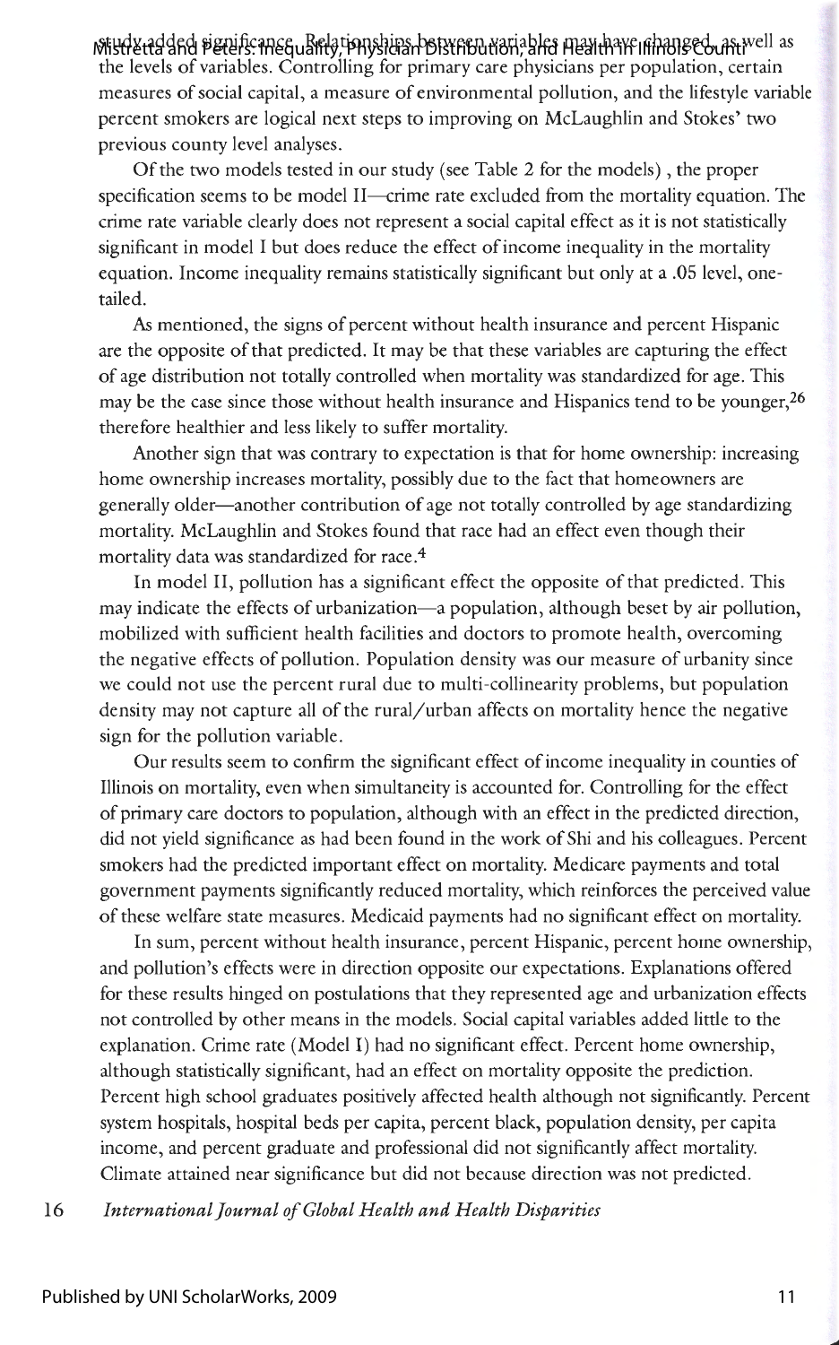study added significance. Relationships between variables may have changed, as well as the levels of variables. Controlling for primary care physicians per population, certain measures of social capital, a measure of environmental pollution, and the lifestyle variable percent smokers are logical next steps to improving on McLaughlin and Stokes' two previous county level analyses.

Of the two models tested in our study (see Table 2 for the models) , the proper specification seems to be model II—crime rate excluded from the mortality equation. The crime rate variable clearly does not represent a social capital effect as it is not statistically significant in model I but does reduce the effect of income inequality in the mortality equation. Income inequality remains statistically significant but only at a .05 level, one-tailed.

As mentioned, the signs of percent without health insurance and percent Hispanic are the opposite of that predicted. It may be that these variables are capturing the effect of age distribution not totally controlled when mortality was standardized for age. This may be the case since those without health insurance and Hispanics tend to be younger,[26] therefore healthier and less likely to suffer mortality.

Another sign that was contrary to expectation is that for home ownership: increasing home ownership increases mortality, possibly due to the fact that homeowners are generally older—another contribution of age not totally controlled by age standardizing mortality. McLaughlin and Stokes found that race had an effect even though their mortality data was standardized for race.[4]

In model II, pollution has a significant effect the opposite of that predicted. This may indicate the effects of urbanization—a population, although beset by air pollution, mobilized with sufficient health facilities and doctors to promote health, overcoming the negative effects of pollution. Population density was our measure of urbanity since we could not use the percent rural due to multi-collinearity problems, but population density may not capture all of the rural/urban affects on mortality hence the negative sign for the pollution variable.

Our results seem to confirm the significant effect of income inequality in counties of Illinois on mortality, even when simultaneity is accounted for. Controlling for the effect of primary care doctors to population, although with an effect in the predicted direction, did not yield significance as had been found in the work of Shi and his colleagues. Percent smokers had the predicted important effect on mortality. Medicare payments and total government payments significantly reduced mortality, which reinforces the perceived value of these welfare state measures. Medicaid payments had no significant effect on mortality.

In sum, percent without health insurance, percent Hispanic, percent home ownership, and pollution's effects were in direction opposite our expectations. Explanations offered for these results hinged on postulations that they represented age and urbanization effects not controlled by other means in the models. Social capital variables added little to the explanation. Crime rate (Model I) had no significant effect. Percent home ownership, although statistically significant, had an effect on mortality opposite the prediction. Percent high school graduates positively affected health although not significantly. Percent system hospitals, hospital beds per capita, percent black, population density, per capita income, and percent graduate and professional did not significantly affect mortality. Climate attained near significance but did not because direction was not predicted.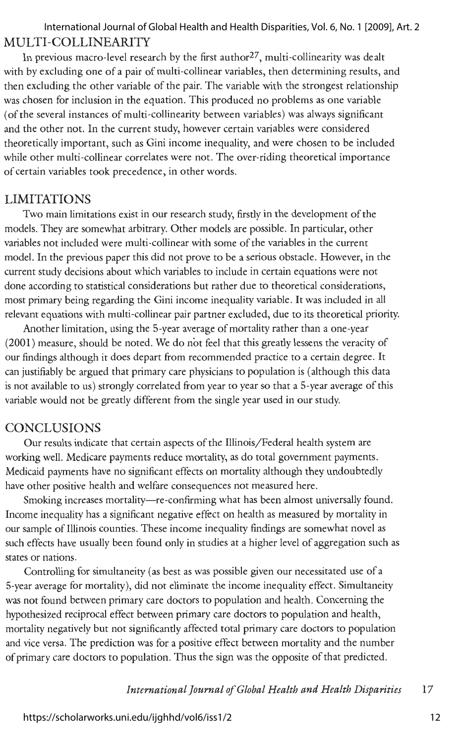## MULTI-COLLINEARITY

In previous macro-level research by the first author[27], multi-collinearity was dealt with by excluding one of a pair of multi-collinear variables, then determining results, and then excluding the other variable of the pair. The variable with the strongest relationship was chosen for inclusion in the equation. This produced no problems as one variable (of the several instances of multi-collinearity between variables) was always significant and the other not. In the current study, however certain variables were considered theoretically important, such as Gini income inequality, and were chosen to be included while other multi-collinear correlates were not. The over-riding theoretical importance of certain variables took precedence, in other words.

## LIMITATIONS

Two main limitations exist in our research study, firstly in the development of the models. They are somewhat arbitrary. Other models are possible. In particular, other variables not included were multi-collinear with some of the variables in the current model. In the previous paper this did not prove to be a serious obstacle. However, in the current study decisions about which variables to include in certain equations were not done according to statistical considerations but rather due to theoretical considerations, most primary being regarding the Gini income inequality variable. It was included in all relevant equations with multi-collinear pair partner excluded, due to its theoretical priority.

Another limitation, using the 5-year average of mortality rather than a one-year (2001) measure, should be noted. We do not feel that this greatly lessens the veracity of our findings although it does depart from recommended practice to a certain degree. It can justifiably be argued that primary care physicians to population is (although this data is not available to us) strongly correlated from year to year so that a 5-year average of this variable would not be greatly different from the single year used in our study.

## CONCLUSIONS

Our results indicate that certain aspects of the Illinois/Federal health system are working well. Medicare payments reduce mortality, as do total government payments. Medicaid payments have no significant effects on mortality although they undoubtedly have other positive health and welfare consequences not measured here.

Smoking increases mortality—re-confirming what has been almost universally found. Income inequality has a significant negative effect on health as measured by mortality in our sample of Illinois counties. These income inequality findings are somewhat novel as such effects have usually been found only in studies at a higher level of aggregation such as states or nations.

Controlling for simultaneity (as best as was possible given our necessitated use of a 5-year average for mortality), did not eliminate the income inequality effect. Simultaneity was not found between primary care doctors to population and health. Concerning the hypothesized reciprocal effect between primary care doctors to population and health, mortality negatively but not significantly affected total primary care doctors to population and vice versa. The prediction was for a positive effect between mortality and the number of primary care doctors to population. Thus the sign was the opposite of that predicted.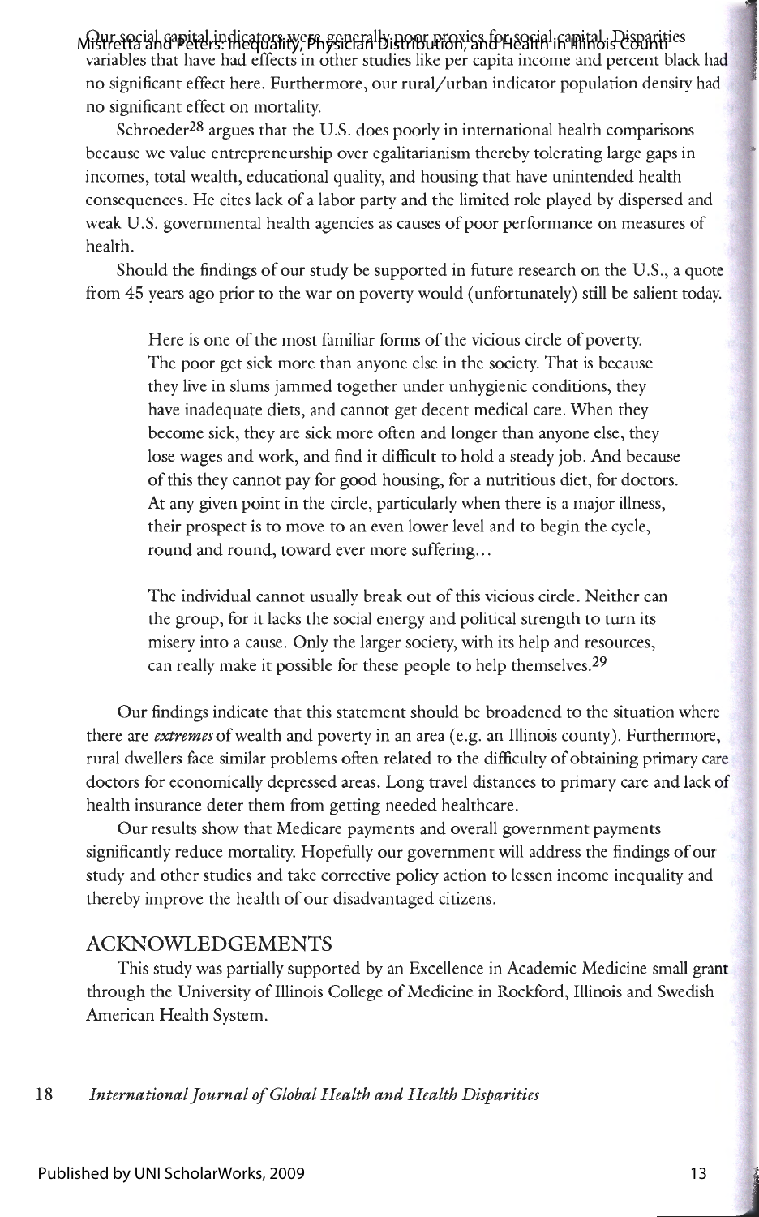Our social capital indicators were generally poor proxies for social capital. Disparities variables that have had effects in other studies like per capita income and percent black had no significant effect here. Furthermore, our rural/urban indicator population density had no significant effect on mortality.

Schroeder[28] argues that the U.S. does poorly in international health comparisons because we value entrepreneurship over egalitarianism thereby tolerating large gaps in incomes, total wealth, educational quality, and housing that have unintended health consequences. He cites lack of a labor party and the limited role played by dispersed and weak U.S. governmental health agencies as causes of poor performance on measures of health.

Should the findings of our study be supported in future research on the U.S., a quote from 45 years ago prior to the war on poverty would (unfortunately) still be salient today.

> Here is one of the most familiar forms of the vicious circle of poverty. The poor get sick more than anyone else in the society. That is because they live in slums jammed together under unhygienic conditions, they have inadequate diets, and cannot get decent medical care. When they become sick, they are sick more often and longer than anyone else, they lose wages and work, and find it difficult to hold a steady job. And because of this they cannot pay for good housing, for a nutritious diet, for doctors. At any given point in the circle, particularly when there is a major illness, their prospect is to move to an even lower level and to begin the cycle, round and round, toward ever more suffering...
>
> The individual cannot usually break out of this vicious circle. Neither can the group, for it lacks the social energy and political strength to turn its misery into a cause. Only the larger society, with its help and resources, can really make it possible for these people to help themselves.[29]

Our findings indicate that this statement should be broadened to the situation where there are *extremes* of wealth and poverty in an area (e.g. an Illinois county). Furthermore, rural dwellers face similar problems often related to the difficulty of obtaining primary care doctors for economically depressed areas. Long travel distances to primary care and lack of health insurance deter them from getting needed healthcare.

Our results show that Medicare payments and overall government payments significantly reduce mortality. Hopefully our government will address the findings of our study and other studies and take corrective policy action to lessen income inequality and thereby improve the health of our disadvantaged citizens.

## ACKNOWLEDGEMENTS

This study was partially supported by an Excellence in Academic Medicine small grant through the University of Illinois College of Medicine in Rockford, Illinois and Swedish American Health System.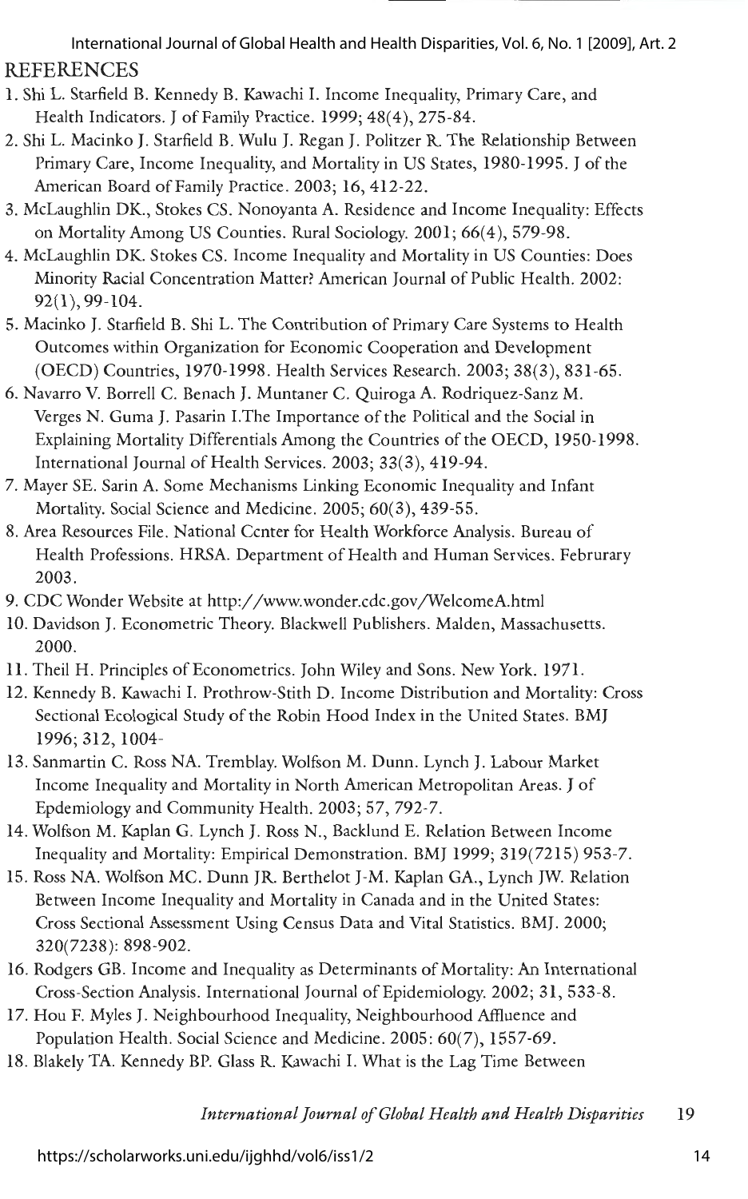# REFERENCES

1. Shi L. Starfield B. Kennedy B. Kawachi I. Income Inequality, Primary Care, and Health Indicators. J of Family Practice. 1999; 48(4), 275-84.
2. Shi L. Macinko J. Starfield B. Wulu J. Regan J. Politzer R. The Relationship Between Primary Care, Income Inequality, and Mortality in US States, 1980-1995. J of the American Board of Family Practice. 2003; 16, 412-22.
3. McLaughlin DK., Stokes CS. Nonoyanta A. Residence and Income Inequality: Effects on Mortality Among US Counties. Rural Sociology. 2001; 66(4), 579-98.
4. McLaughlin DK. Stokes CS. Income Inequality and Mortality in US Counties: Does Minority Racial Concentration Matter? American Journal of Public Health. 2002: 92(1), 99-104.
5. Macinko J. Starfield B. Shi L. The Contribution of Primary Care Systems to Health Outcomes within Organization for Economic Cooperation and Development (OECD) Countries, 1970-1998. Health Services Research. 2003; 38(3), 831-65.
6. Navarro V. Borrell C. Benach J. Muntaner C. Quiroga A. Rodriquez-Sanz M. Verges N. Guma J. Pasarin I.The Importance of the Political and the Social in Explaining Mortality Differentials Among the Countries of the OECD, 1950-1998. International Journal of Health Services. 2003; 33(3), 419-94.
7. Mayer SE. Sarin A. Some Mechanisms Linking Economic Inequality and Infant Mortality. Social Science and Medicine. 2005; 60(3), 439-55.
8. Area Resources File. National Center for Health Workforce Analysis. Bureau of Health Professions. HRSA. Department of Health and Human Services. Februrary 2003.
9. CDC Wonder Website at http://www.wonder.cdc.gov/WelcomeA.html
10. Davidson J. Econometric Theory. Blackwell Publishers. Malden, Massachusetts. 2000.
11. Theil H. Principles of Econometrics. John Wiley and Sons. New York. 1971.
12. Kennedy B. Kawachi I. Prothrow-Stith D. Income Distribution and Mortality: Cross Sectional Ecological Study of the Robin Hood Index in the United States. BMJ 1996; 312, 1004-
13. Sanmartin C. Ross NA. Tremblay. Wolfson M. Dunn. Lynch J. Labour Market Income Inequality and Mortality in North American Metropolitan Areas. J of Epdemiology and Community Health. 2003; 57, 792-7.
14. Wolfson M. Kaplan G. Lynch J. Ross N., Backlund E. Relation Between Income Inequality and Mortality: Empirical Demonstration. BMJ 1999; 319(7215) 953-7.
15. Ross NA. Wolfson MC. Dunn JR. Berthelot J-M. Kaplan GA., Lynch JW. Relation Between Income Inequality and Mortality in Canada and in the United States: Cross Sectional Assessment Using Census Data and Vital Statistics. BMJ. 2000; 320(7238): 898-902.
16. Rodgers GB. Income and Inequality as Determinants of Mortality: An International Cross-Section Analysis. International Journal of Epidemiology. 2002; 31, 533-8.
17. Hou F. Myles J. Neighbourhood Inequality, Neighbourhood Affluence and Population Health. Social Science and Medicine. 2005: 60(7), 1557-69.
18. Blakely TA. Kennedy BP. Glass R. Kawachi I. What is the Lag Time Between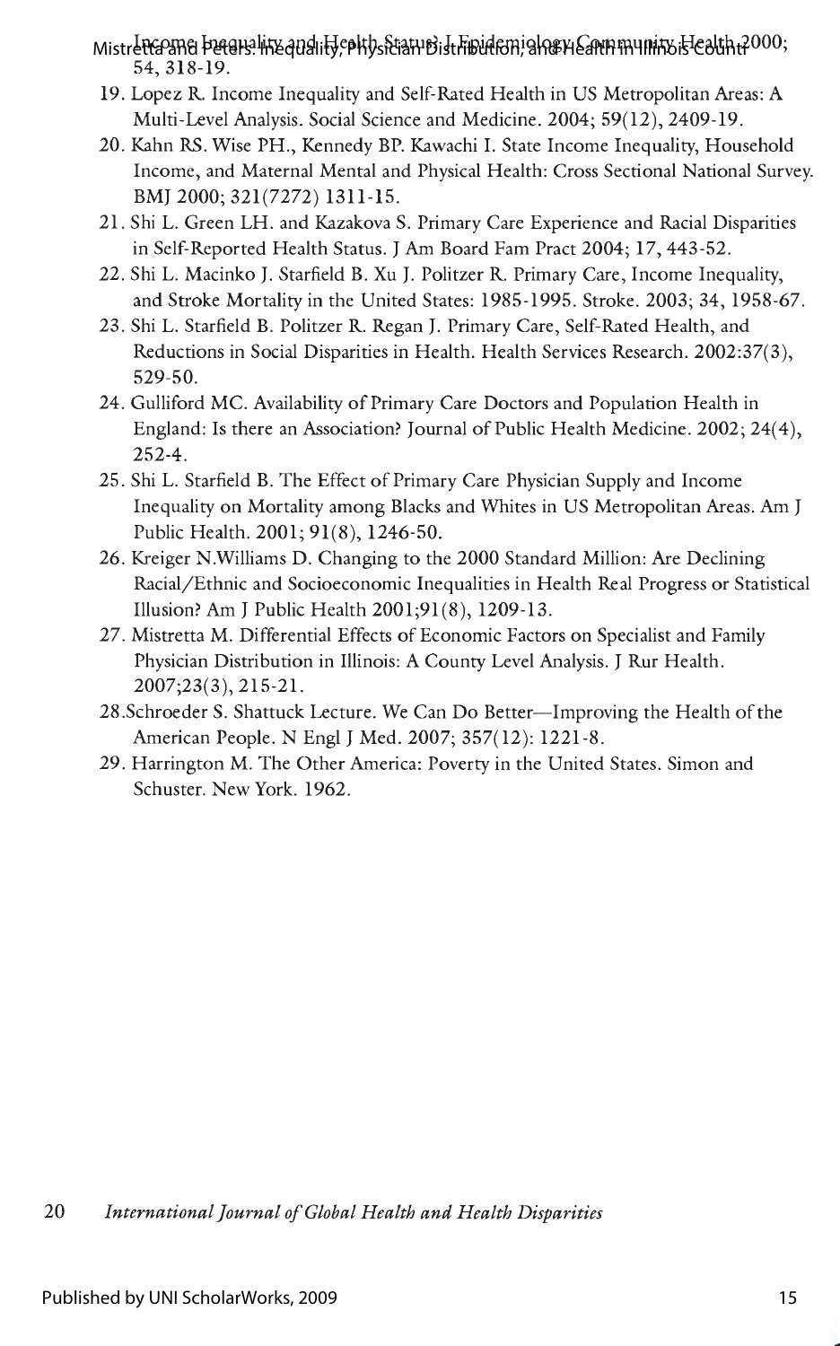Income Inequality and Health Status? J Epidemiology Community Health 2000; 54, 318-19.

19. Lopez R. Income Inequality and Self-Rated Health in US Metropolitan Areas: A Multi-Level Analysis. Social Science and Medicine. 2004; 59(12), 2409-19.
20. Kahn RS. Wise PH., Kennedy BP. Kawachi I. State Income Inequality, Household Income, and Maternal Mental and Physical Health: Cross Sectional National Survey. BMJ 2000; 321(7272) 1311-15.
21. Shi L. Green LH. and Kazakova S. Primary Care Experience and Racial Disparities in Self-Reported Health Status. J Am Board Fam Pract 2004; 17, 443-52.
22. Shi L. Macinko J. Starfield B. Xu J. Politzer R. Primary Care, Income Inequality, and Stroke Mortality in the United States: 1985-1995. Stroke. 2003; 34, 1958-67.
23. Shi L. Starfield B. Politzer R. Regan J. Primary Care, Self-Rated Health, and Reductions in Social Disparities in Health. Health Services Research. 2002:37(3), 529-50.
24. Gulliford MC. Availability of Primary Care Doctors and Population Health in England: Is there an Association? Journal of Public Health Medicine. 2002; 24(4), 252-4.
25. Shi L. Starfield B. The Effect of Primary Care Physician Supply and Income Inequality on Mortality among Blacks and Whites in US Metropolitan Areas. Am J Public Health. 2001; 91(8), 1246-50.
26. Kreiger N.Williams D. Changing to the 2000 Standard Million: Are Declining Racial/Ethnic and Socioeconomic Inequalities in Health Real Progress or Statistical Illusion? Am J Public Health 2001;91(8), 1209-13.
27. Mistretta M. Differential Effects of Economic Factors on Specialist and Family Physician Distribution in Illinois: A County Level Analysis. J Rur Health. 2007;23(3), 215-21.
28. Schroeder S. Shattuck Lecture. We Can Do Better—Improving the Health of the American People. N Engl J Med. 2007; 357(12): 1221-8.
29. Harrington M. The Other America: Poverty in the United States. Simon and Schuster. New York. 1962.